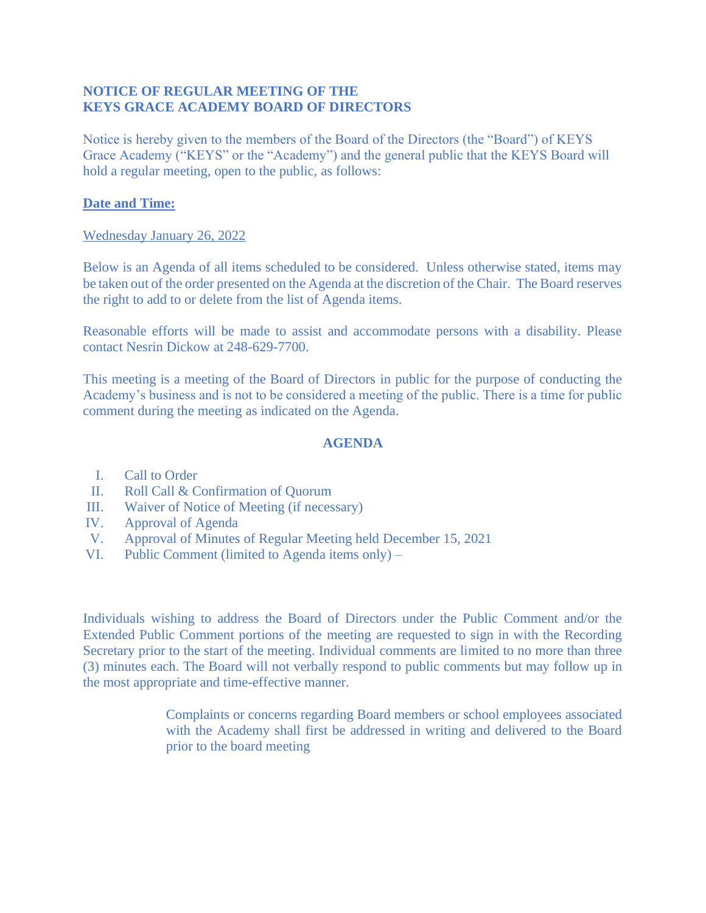**NOTICE OF REGULAR MEETING OF THE**
**KEYS GRACE ACADEMY BOARD OF DIRECTORS**

Notice is hereby given to the members of the Board of the Directors (the "Board") of KEYS Grace Academy ("KEYS" or the "Academy") and the general public that the KEYS Board will hold a regular meeting, open to the public, as follows:

**<u>Date and Time:</u>**

<u>Wednesday January 26, 2022</u>

Below is an Agenda of all items scheduled to be considered. Unless otherwise stated, items may be taken out of the order presented on the Agenda at the discretion of the Chair. The Board reserves the right to add to or delete from the list of Agenda items.

Reasonable efforts will be made to assist and accommodate persons with a disability. Please contact Nesrin Dickow at 248-629-7700.

This meeting is a meeting of the Board of Directors in public for the purpose of conducting the Academy's business and is not to be considered a meeting of the public. There is a time for public comment during the meeting as indicated on the Agenda.

**AGENDA**

I. Call to Order
II. Roll Call & Confirmation of Quorum
III. Waiver of Notice of Meeting (if necessary)
IV. Approval of Agenda
V. Approval of Minutes of Regular Meeting held December 15, 2021
VI. Public Comment (limited to Agenda items only) –

Individuals wishing to address the Board of Directors under the Public Comment and/or the Extended Public Comment portions of the meeting are requested to sign in with the Recording Secretary prior to the start of the meeting. Individual comments are limited to no more than three (3) minutes each. The Board will not verbally respond to public comments but may follow up in the most appropriate and time-effective manner.

> Complaints or concerns regarding Board members or school employees associated with the Academy shall first be addressed in writing and delivered to the Board prior to the board meeting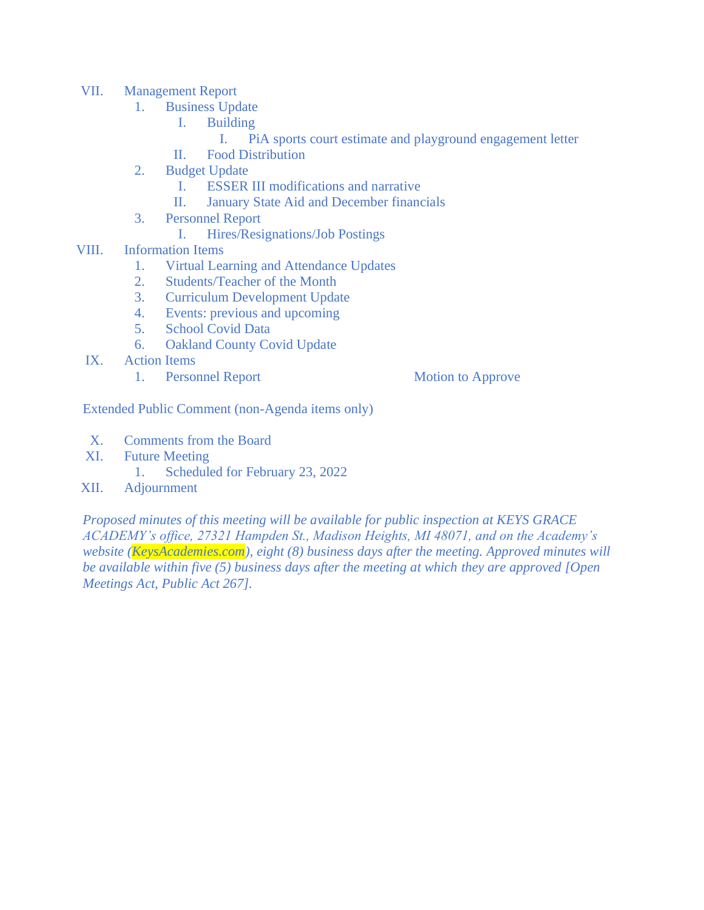VII. Management Report
   1. Business Update
      I. Building
         I. PiA sports court estimate and playground engagement letter
      II. Food Distribution
   2. Budget Update
      I. ESSER III modifications and narrative
      II. January State Aid and December financials
   3. Personnel Report
      I. Hires/Resignations/Job Postings

VIII. Information Items
   1. Virtual Learning and Attendance Updates
   2. Students/Teacher of the Month
   3. Curriculum Development Update
   4. Events: previous and upcoming
   5. School Covid Data
   6. Oakland County Covid Update

IX. Action Items
   1. Personnel Report — Motion to Approve

Extended Public Comment (non-Agenda items only)

X. Comments from the Board

XI. Future Meeting
   1. Scheduled for February 23, 2022

XII. Adjournment

*Proposed minutes of this meeting will be available for public inspection at KEYS GRACE ACADEMY's office, 27321 Hampden St., Madison Heights, MI 48071, and on the Academy's website (KeysAcademies.com), eight (8) business days after the meeting. Approved minutes will be available within five (5) business days after the meeting at which they are approved [Open Meetings Act, Public Act 267].*